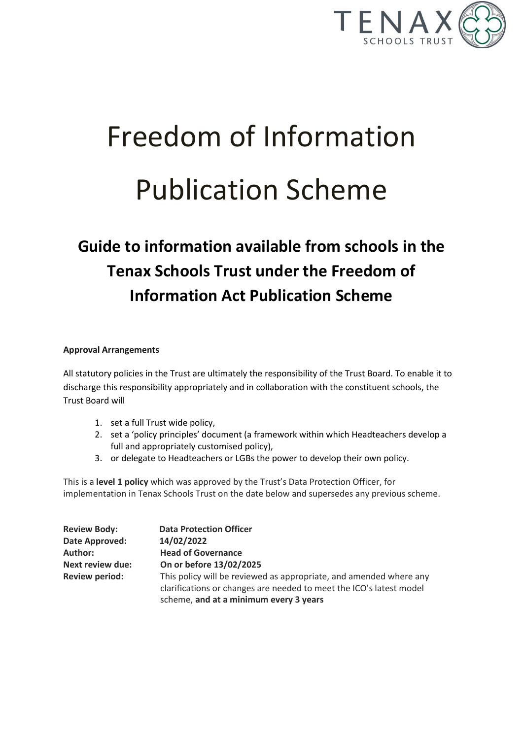# Freedom of Information Publication Scheme

## Guide to information available from schools in the Tenax Schools Trust under the Freedom of Information Act Publication Scheme

**Approval Arrangements**

All statutory policies in the Trust are ultimately the responsibility of the Trust Board. To enable it to discharge this responsibility appropriately and in collaboration with the constituent schools, the Trust Board will

1. set a full Trust wide policy,
2. set a 'policy principles' document (a framework within which Headteachers develop a full and appropriately customised policy),
3. or delegate to Headteachers or LGBs the power to develop their own policy.

This is a **level 1 policy** which was approved by the Trust's Data Protection Officer, for implementation in Tenax Schools Trust on the date below and supersedes any previous scheme.

**Review Body:** **Data Protection Officer**
**Date Approved:** **14/02/2022**
**Author:** **Head of Governance**
**Next review due:** **On or before 13/02/2025**
**Review period:** This policy will be reviewed as appropriate, and amended where any clarifications or changes are needed to meet the ICO's latest model scheme, **and at a minimum every 3 years**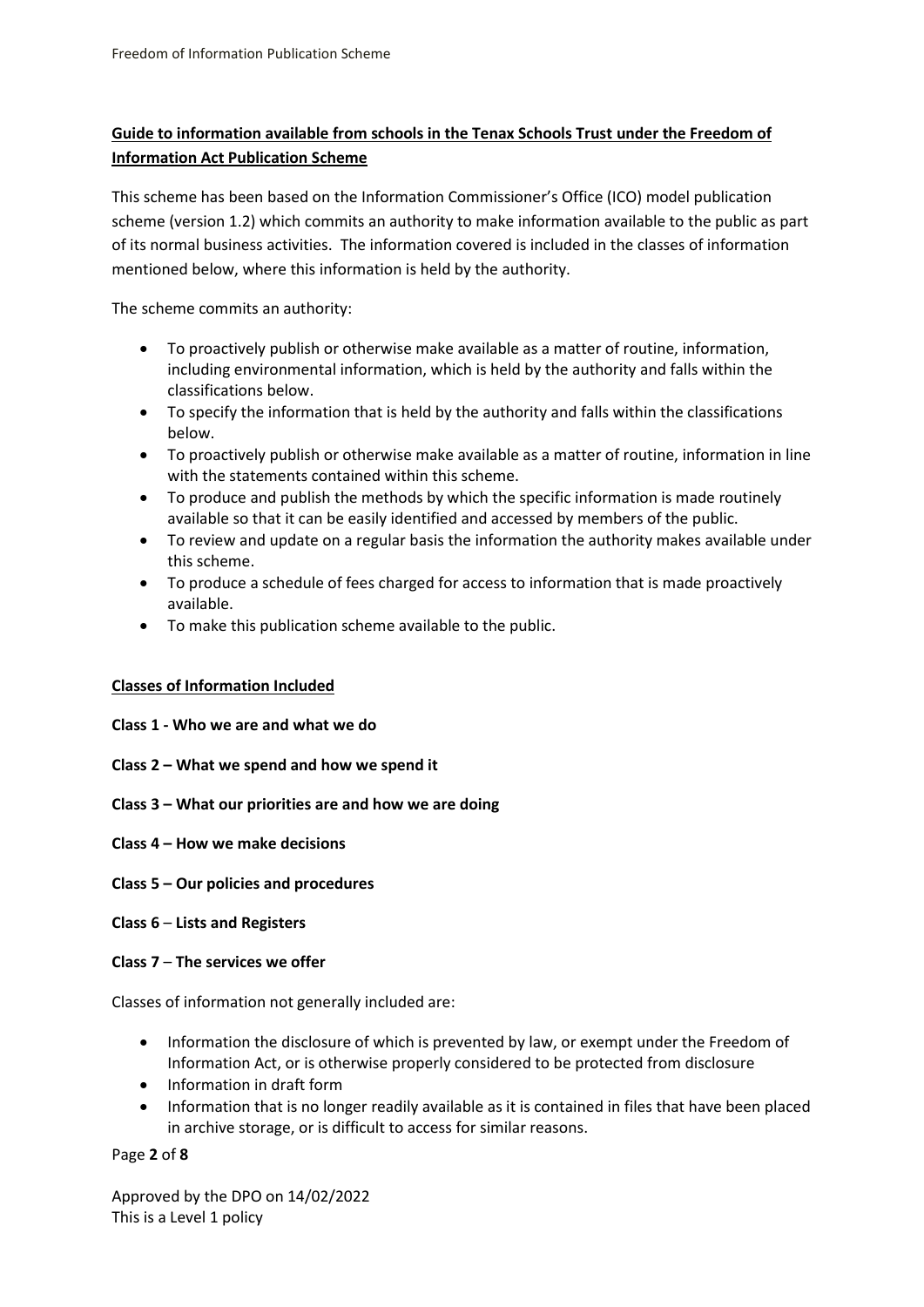## Guide to information available from schools in the Tenax Schools Trust under the Freedom of Information Act Publication Scheme

This scheme has been based on the Information Commissioner's Office (ICO) model publication scheme (version 1.2) which commits an authority to make information available to the public as part of its normal business activities. The information covered is included in the classes of information mentioned below, where this information is held by the authority.

The scheme commits an authority:

- To proactively publish or otherwise make available as a matter of routine, information, including environmental information, which is held by the authority and falls within the classifications below.
- To specify the information that is held by the authority and falls within the classifications below.
- To proactively publish or otherwise make available as a matter of routine, information in line with the statements contained within this scheme.
- To produce and publish the methods by which the specific information is made routinely available so that it can be easily identified and accessed by members of the public.
- To review and update on a regular basis the information the authority makes available under this scheme.
- To produce a schedule of fees charged for access to information that is made proactively available.
- To make this publication scheme available to the public.

### Classes of Information Included

**Class 1 - Who we are and what we do**

**Class 2 – What we spend and how we spend it**

**Class 3 – What our priorities are and how we are doing**

**Class 4 – How we make decisions**

**Class 5 – Our policies and procedures**

**Class 6 – Lists and Registers**

**Class 7 – The services we offer**

Classes of information not generally included are:

- Information the disclosure of which is prevented by law, or exempt under the Freedom of Information Act, or is otherwise properly considered to be protected from disclosure
- Information in draft form
- Information that is no longer readily available as it is contained in files that have been placed in archive storage, or is difficult to access for similar reasons.

Approved by the DPO on 14/02/2022
This is a Level 1 policy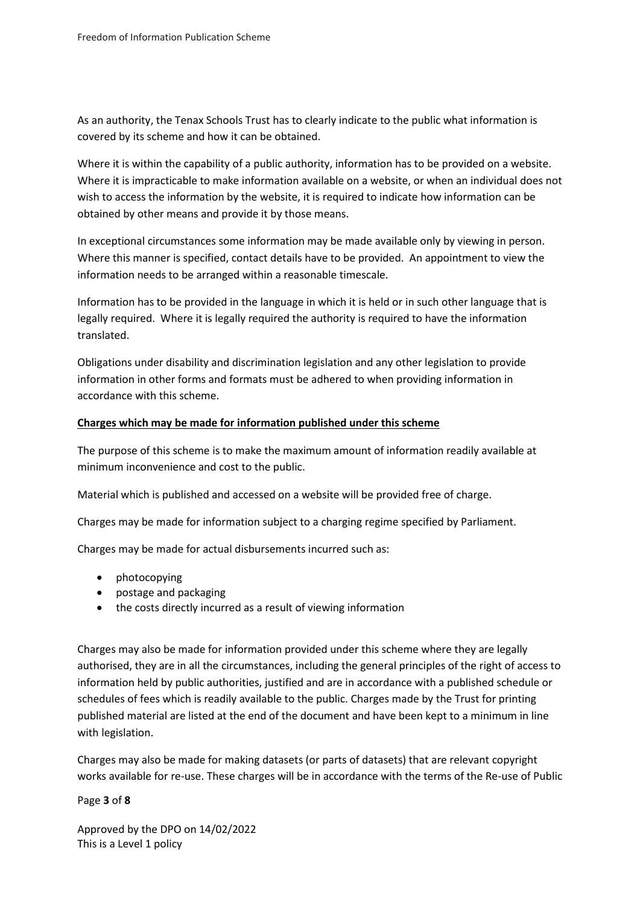As an authority, the Tenax Schools Trust has to clearly indicate to the public what information is covered by its scheme and how it can be obtained.

Where it is within the capability of a public authority, information has to be provided on a website. Where it is impracticable to make information available on a website, or when an individual does not wish to access the information by the website, it is required to indicate how information can be obtained by other means and provide it by those means.

In exceptional circumstances some information may be made available only by viewing in person. Where this manner is specified, contact details have to be provided. An appointment to view the information needs to be arranged within a reasonable timescale.

Information has to be provided in the language in which it is held or in such other language that is legally required. Where it is legally required the authority is required to have the information translated.

Obligations under disability and discrimination legislation and any other legislation to provide information in other forms and formats must be adhered to when providing information in accordance with this scheme.

**Charges which may be made for information published under this scheme**

The purpose of this scheme is to make the maximum amount of information readily available at minimum inconvenience and cost to the public.

Material which is published and accessed on a website will be provided free of charge.

Charges may be made for information subject to a charging regime specified by Parliament.

Charges may be made for actual disbursements incurred such as:

- photocopying
- postage and packaging
- the costs directly incurred as a result of viewing information

Charges may also be made for information provided under this scheme where they are legally authorised, they are in all the circumstances, including the general principles of the right of access to information held by public authorities, justified and are in accordance with a published schedule or schedules of fees which is readily available to the public. Charges made by the Trust for printing published material are listed at the end of the document and have been kept to a minimum in line with legislation.

Charges may also be made for making datasets (or parts of datasets) that are relevant copyright works available for re-use. These charges will be in accordance with the terms of the Re-use of Public

Approved by the DPO on 14/02/2022
This is a Level 1 policy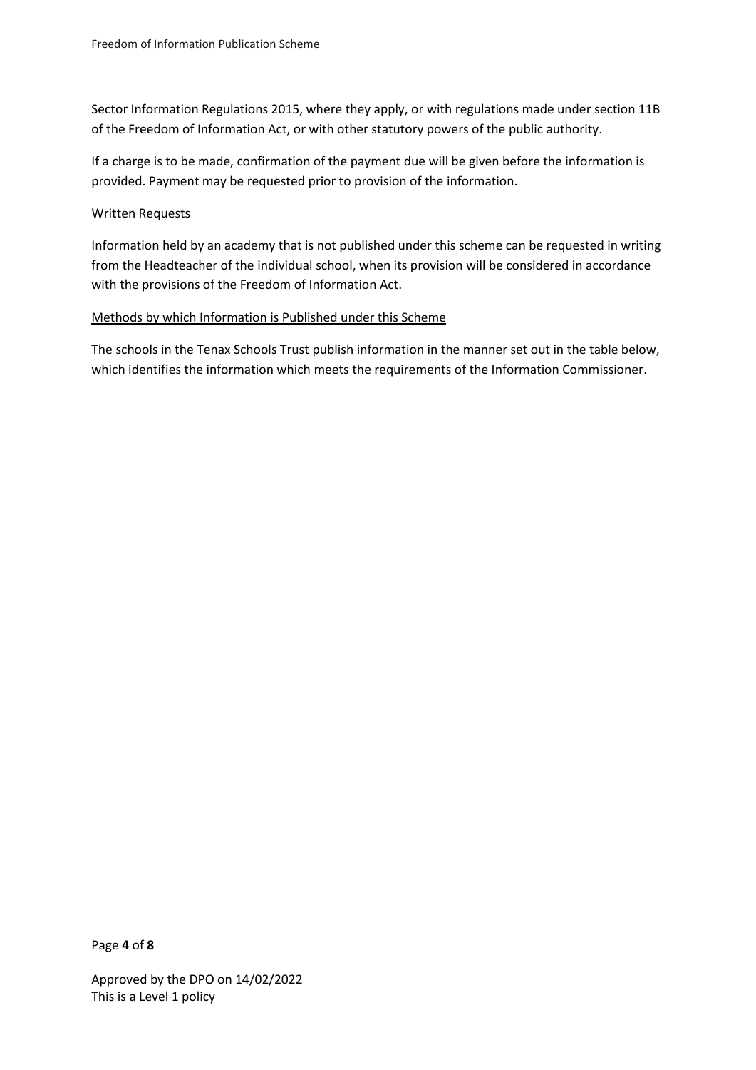Sector Information Regulations 2015, where they apply, or with regulations made under section 11B of the Freedom of Information Act, or with other statutory powers of the public authority.

If a charge is to be made, confirmation of the payment due will be given before the information is provided. Payment may be requested prior to provision of the information.

### Written Requests

Information held by an academy that is not published under this scheme can be requested in writing from the Headteacher of the individual school, when its provision will be considered in accordance with the provisions of the Freedom of Information Act.

### Methods by which Information is Published under this Scheme

The schools in the Tenax Schools Trust publish information in the manner set out in the table below, which identifies the information which meets the requirements of the Information Commissioner.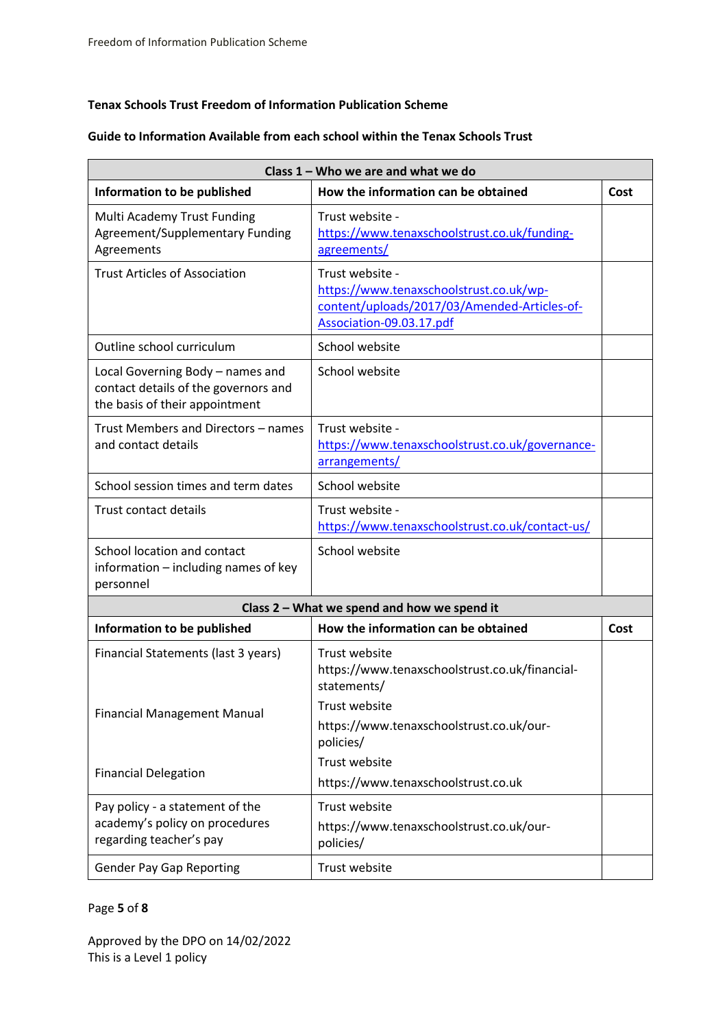**Tenax Schools Trust Freedom of Information Publication Scheme**

**Guide to Information Available from each school within the Tenax Schools Trust**

| **Class 1 – Who we are and what we do** | | |
|---|---|---|
| **Information to be published** | **How the information can be obtained** | **Cost** |
| Multi Academy Trust Funding Agreement/Supplementary Funding Agreements | Trust website - https://www.tenaxschoolstrust.co.uk/funding-agreements/ | |
| Trust Articles of Association | Trust website - https://www.tenaxschoolstrust.co.uk/wp-content/uploads/2017/03/Amended-Articles-of-Association-09.03.17.pdf | |
| Outline school curriculum | School website | |
| Local Governing Body – names and contact details of the governors and the basis of their appointment | School website | |
| Trust Members and Directors – names and contact details | Trust website - https://www.tenaxschoolstrust.co.uk/governance-arrangements/ | |
| School session times and term dates | School website | |
| Trust contact details | Trust website - https://www.tenaxschoolstrust.co.uk/contact-us/ | |
| School location and contact information – including names of key personnel | School website | |
| **Class 2 – What we spend and how we spend it** | | |
| **Information to be published** | **How the information can be obtained** | **Cost** |
| Financial Statements (last 3 years)<br><br>Financial Management Manual<br><br>Financial Delegation | Trust website https://www.tenaxschoolstrust.co.uk/financial-statements/<br>Trust website<br>https://www.tenaxschoolstrust.co.uk/our-policies/<br>Trust website<br>https://www.tenaxschoolstrust.co.uk | |
| Pay policy - a statement of the academy's policy on procedures regarding teacher's pay | Trust website https://www.tenaxschoolstrust.co.uk/our-policies/ | |
| Gender Pay Gap Reporting | Trust website | |

Approved by the DPO on 14/02/2022
This is a Level 1 policy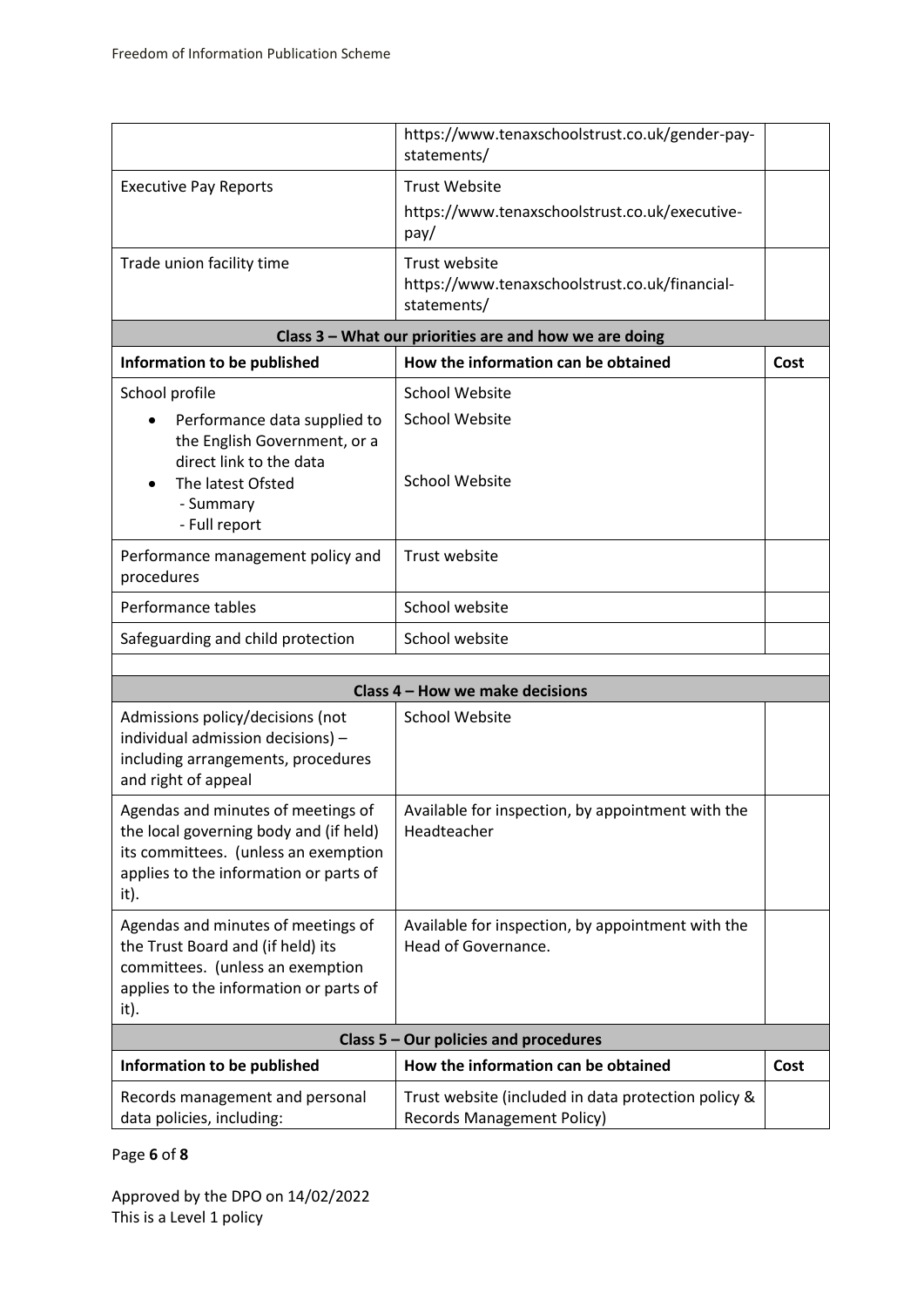| | | |
|---|---|---|
| | https://www.tenaxschoolstrust.co.uk/gender-pay-statements/ | |
| Executive Pay Reports | Trust Website<br>https://www.tenaxschoolstrust.co.uk/executive-pay/ | |
| Trade union facility time | Trust website<br>https://www.tenaxschoolstrust.co.uk/financial-statements/ | |
| **Class 3 – What our priorities are and how we are doing** | | |
| **Information to be published** | **How the information can be obtained** | **Cost** |
| School profile<br>• Performance data supplied to the English Government, or a direct link to the data<br>• The latest Ofsted<br>- Summary<br>- Full report | School Website<br>School Website<br><br>School Website | |
| Performance management policy and procedures | Trust website | |
| Performance tables | School website | |
| Safeguarding and child protection | School website | |
| | | |
| **Class 4 – How we make decisions** | | |
| Admissions policy/decisions (not individual admission decisions) – including arrangements, procedures and right of appeal | School Website | |
| Agendas and minutes of meetings of the local governing body and (if held) its committees. (unless an exemption applies to the information or parts of it). | Available for inspection, by appointment with the Headteacher | |
| Agendas and minutes of meetings of the Trust Board and (if held) its committees. (unless an exemption applies to the information or parts of it). | Available for inspection, by appointment with the Head of Governance. | |
| **Class 5 – Our policies and procedures** | | |
| **Information to be published** | **How the information can be obtained** | **Cost** |
| Records management and personal data policies, including: | Trust website (included in data protection policy & Records Management Policy) | |

Approved by the DPO on 14/02/2022
This is a Level 1 policy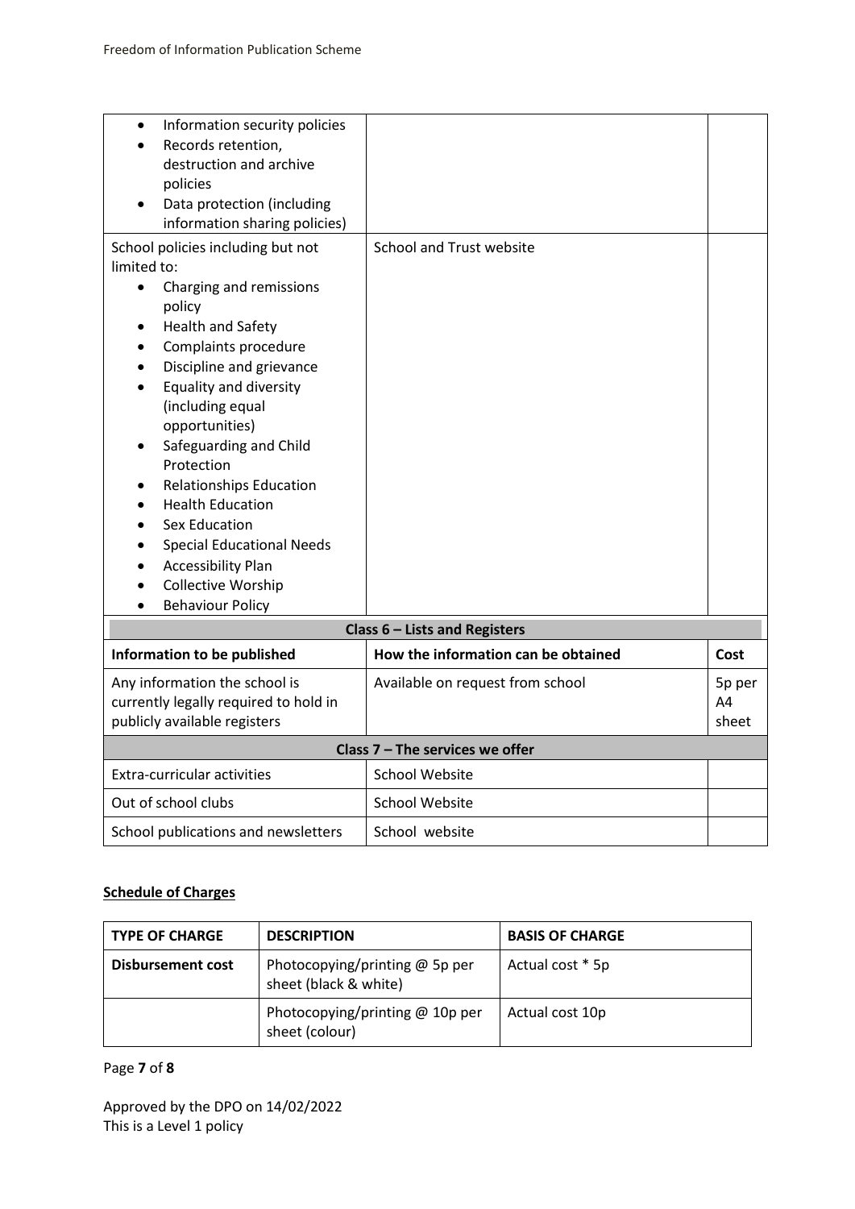| | | |
|---|---|---|
| • Information security policies<br>• Records retention, destruction and archive policies<br>• Data protection (including information sharing policies) | | |
| School policies including but not limited to:<br>• Charging and remissions policy<br>• Health and Safety<br>• Complaints procedure<br>• Discipline and grievance<br>• Equality and diversity (including equal opportunities)<br>• Safeguarding and Child Protection<br>• Relationships Education<br>• Health Education<br>• Sex Education<br>• Special Educational Needs<br>• Accessibility Plan<br>• Collective Worship<br>• Behaviour Policy | School and Trust website | |
| **Class 6 – Lists and Registers** | | |
| **Information to be published** | **How the information can be obtained** | **Cost** |
| Any information the school is currently legally required to hold in publicly available registers | Available on request from school | 5p per A4 sheet |
| **Class 7 – The services we offer** | | |
| Extra-curricular activities | School Website | |
| Out of school clubs | School Website | |
| School publications and newsletters | School website | |

**Schedule of Charges**

| TYPE OF CHARGE | DESCRIPTION | BASIS OF CHARGE |
|---|---|---|
| **Disbursement cost** | Photocopying/printing @ 5p per sheet (black & white) | Actual cost * 5p |
| | Photocopying/printing @ 10p per sheet (colour) | Actual cost 10p |

Approved by the DPO on 14/02/2022
This is a Level 1 policy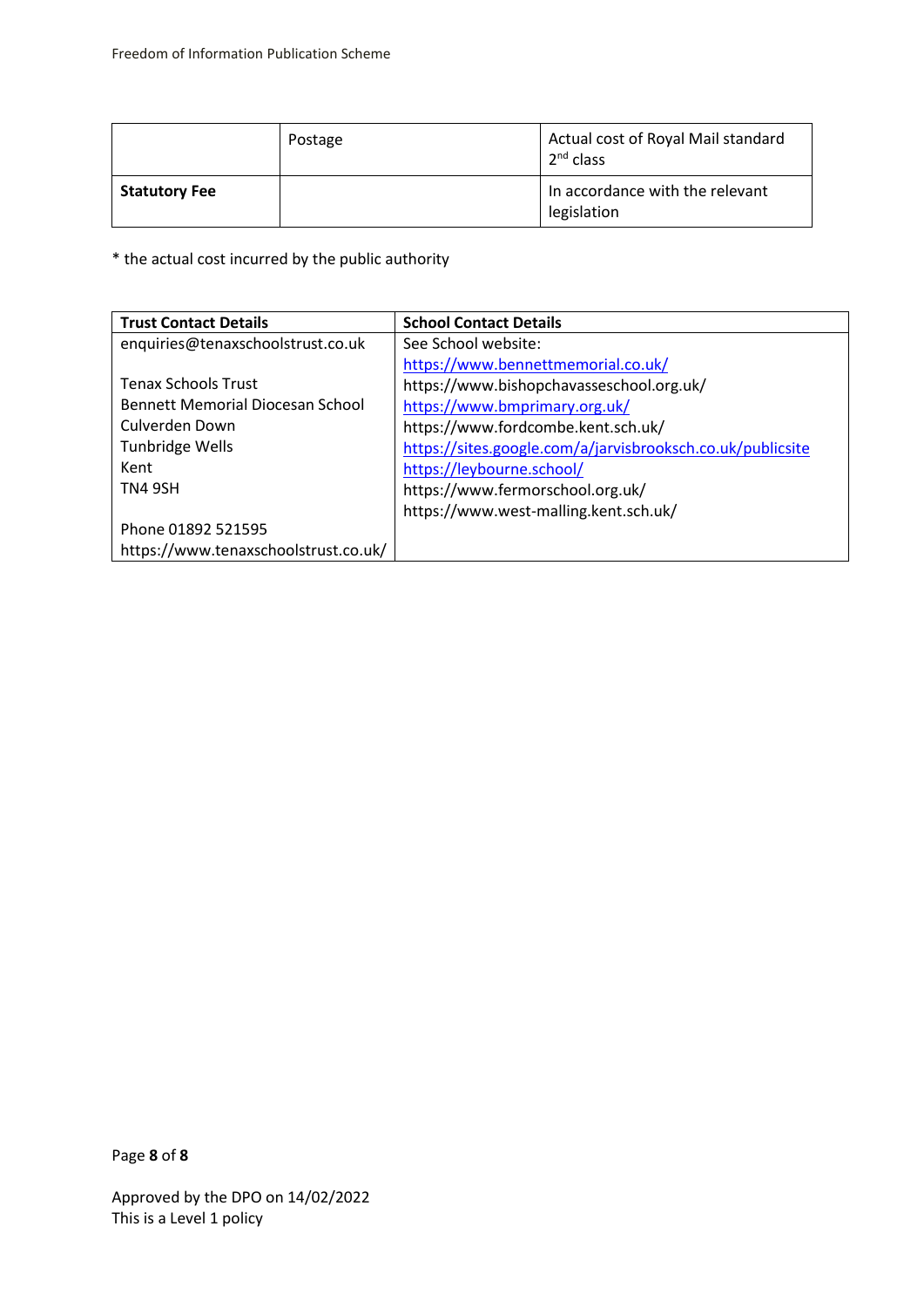| | | |
|---|---|---|
| | Postage | Actual cost of Royal Mail standard 2nd class |
| **Statutory Fee** | | In accordance with the relevant legislation |

* the actual cost incurred by the public authority

| **Trust Contact Details** | **School Contact Details** |
|---|---|
| enquiries@tenaxschoolstrust.co.uk<br><br>Tenax Schools Trust<br>Bennett Memorial Diocesan School<br>Culverden Down<br>Tunbridge Wells<br>Kent<br>TN4 9SH<br><br>Phone 01892 521595<br>https://www.tenaxschoolstrust.co.uk/ | See School website:<br>https://www.bennettmemorial.co.uk/<br>https://www.bishopchavasseschool.org.uk/<br>https://www.bmprimary.org.uk/<br>https://www.fordcombe.kent.sch.uk/<br>https://sites.google.com/a/jarvisbrooksch.co.uk/publicsite<br>https://leybourne.school/<br>https://www.fermorschool.org.uk/<br>https://www.west-malling.kent.sch.uk/ |

Approved by the DPO on 14/02/2022
This is a Level 1 policy